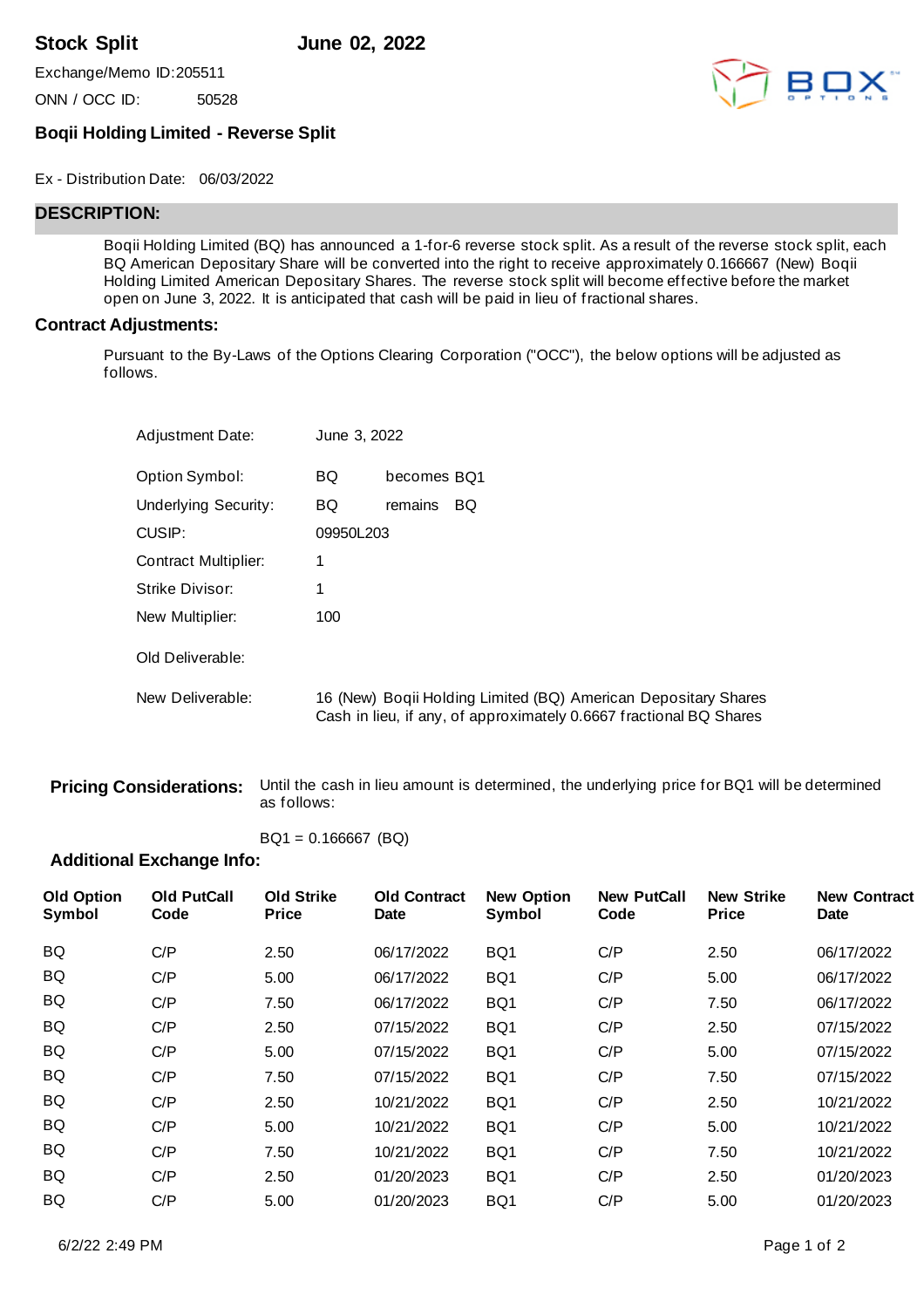**Stock Split** **June 02, 2022**

Exchange/Memo ID: 205511

ONN / OCC ID: 50528

### Boqii Holding Limited - Reverse Split

Ex - Distribution Date: 06/03/2022

## DESCRIPTION:

Boqii Holding Limited (BQ) has announced a 1-for-6 reverse stock split. As a result of the reverse stock split, each BQ American Depositary Share will be converted into the right to receive approximately 0.166667 (New) Boqii Holding Limited American Depositary Shares. The reverse stock split will become effective before the market open on June 3, 2022. It is anticipated that cash will be paid in lieu of fractional shares.

## Contract Adjustments:

Pursuant to the By-Laws of the Options Clearing Corporation ("OCC"), the below options will be adjusted as follows.

Adjustment Date: June 3, 2022

Option Symbol: BQ becomes BQ1

Underlying Security: BQ remains BQ

CUSIP: 09950L203

Contract Multiplier: 1

Strike Divisor: 1

New Multiplier: 100

Old Deliverable:

New Deliverable: 16 (New) Boqii Holding Limited (BQ) American Depositary Shares
Cash in lieu, if any, of approximately 0.6667 fractional BQ Shares

**Pricing Considerations:** Until the cash in lieu amount is determined, the underlying price for BQ1 will be determined as follows:

BQ1 = 0.166667 (BQ)

**Additional Exchange Info:**

| Old Option Symbol | Old PutCall Code | Old Strike Price | Old Contract Date | New Option Symbol | New PutCall Code | New Strike Price | New Contract Date |
|---|---|---|---|---|---|---|---|
| BQ | C/P | 2.50 | 06/17/2022 | BQ1 | C/P | 2.50 | 06/17/2022 |
| BQ | C/P | 5.00 | 06/17/2022 | BQ1 | C/P | 5.00 | 06/17/2022 |
| BQ | C/P | 7.50 | 06/17/2022 | BQ1 | C/P | 7.50 | 06/17/2022 |
| BQ | C/P | 2.50 | 07/15/2022 | BQ1 | C/P | 2.50 | 07/15/2022 |
| BQ | C/P | 5.00 | 07/15/2022 | BQ1 | C/P | 5.00 | 07/15/2022 |
| BQ | C/P | 7.50 | 07/15/2022 | BQ1 | C/P | 7.50 | 07/15/2022 |
| BQ | C/P | 2.50 | 10/21/2022 | BQ1 | C/P | 2.50 | 10/21/2022 |
| BQ | C/P | 5.00 | 10/21/2022 | BQ1 | C/P | 5.00 | 10/21/2022 |
| BQ | C/P | 7.50 | 10/21/2022 | BQ1 | C/P | 7.50 | 10/21/2022 |
| BQ | C/P | 2.50 | 01/20/2023 | BQ1 | C/P | 2.50 | 01/20/2023 |
| BQ | C/P | 5.00 | 01/20/2023 | BQ1 | C/P | 5.00 | 01/20/2023 |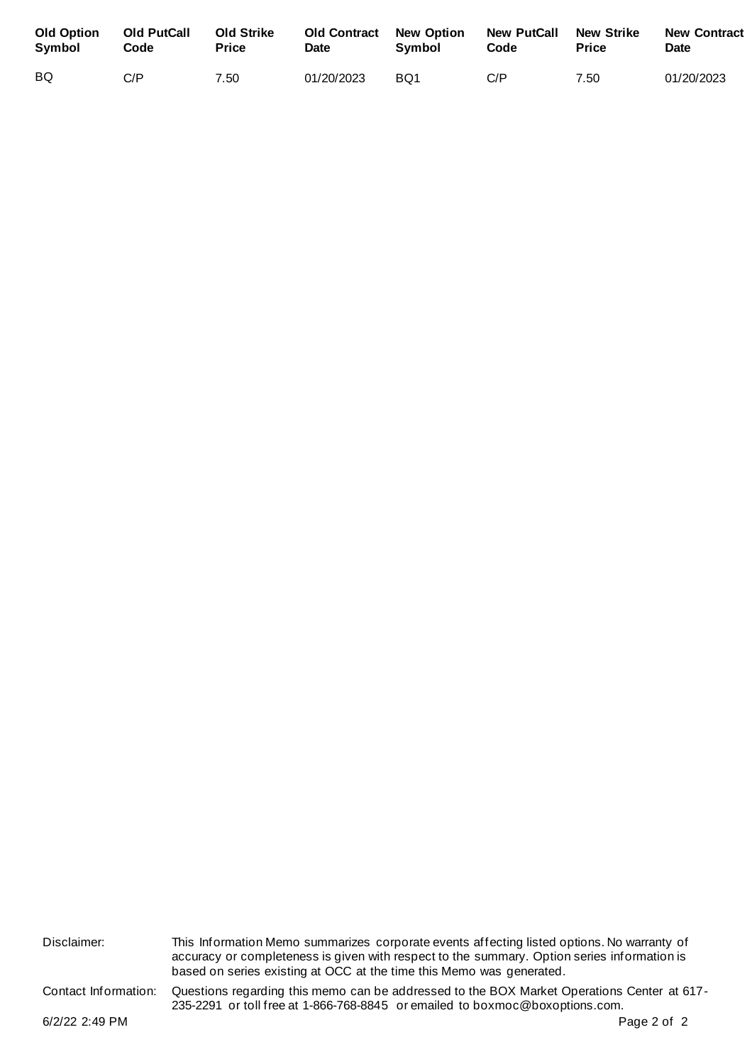| Old Option Symbol | Old PutCall Code | Old Strike Price | Old Contract Date | New Option Symbol | New PutCall Code | New Strike Price | New Contract Date |
|---|---|---|---|---|---|---|---|
| BQ | C/P | 7.50 | 01/20/2023 | BQ1 | C/P | 7.50 | 01/20/2023 |

Disclaimer: This Information Memo summarizes corporate events affecting listed options. No warranty of accuracy or completeness is given with respect to the summary. Option series information is based on series existing at OCC at the time this Memo was generated.

Contact Information: Questions regarding this memo can be addressed to the BOX Market Operations Center at 617-235-2291 or toll free at 1-866-768-8845 or emailed to boxmoc@boxoptions.com.

6/2/22 2:49 PM